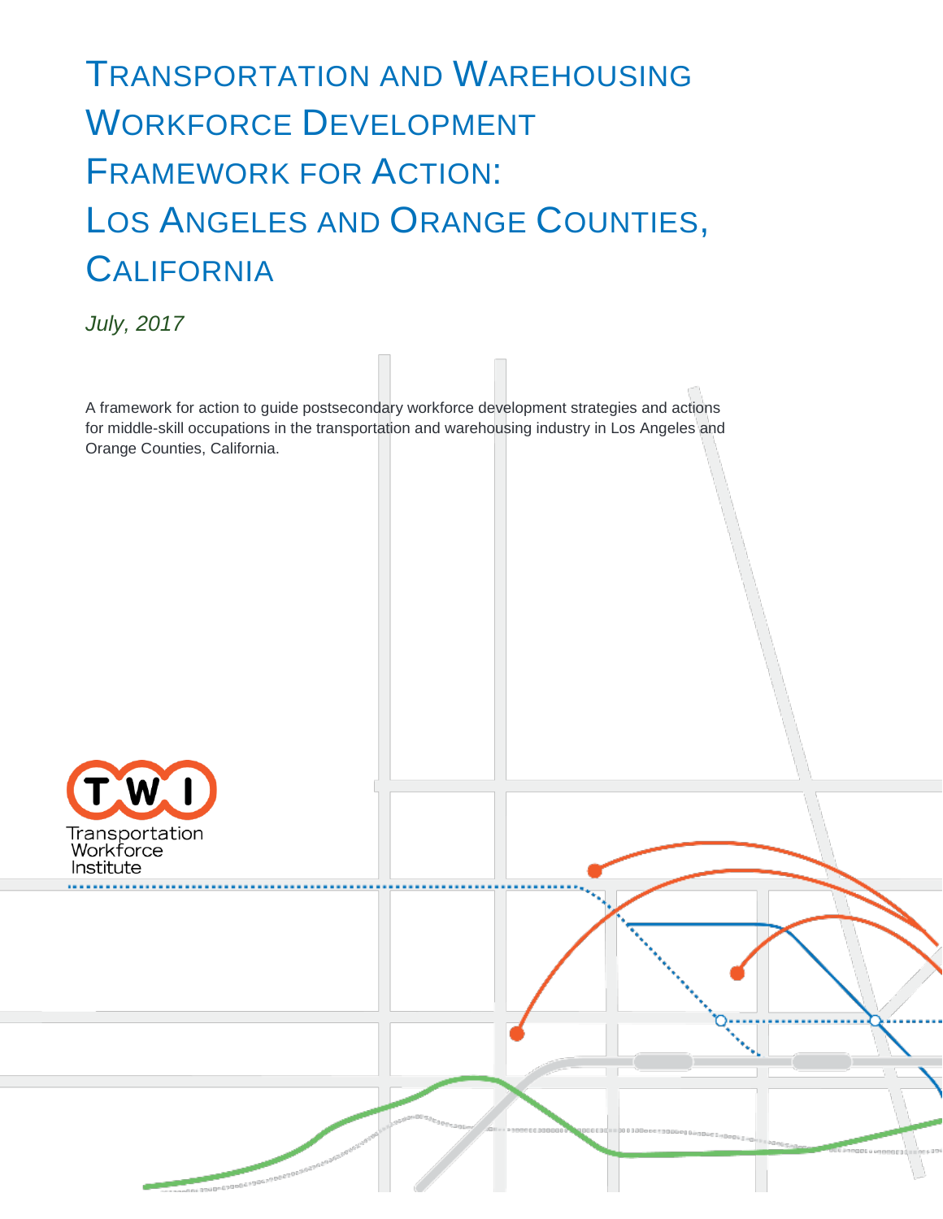# Transportation and Warehousing Workforce Development Framework for Action: Los Angeles and Orange Counties, California

*July, 2017*

A framework for action to guide postsecondary workforce development strategies and actions for middle-skill occupations in the transportation and warehousing industry in Los Angeles and Orange Counties, California.

TWI

Transportation Workforce Institute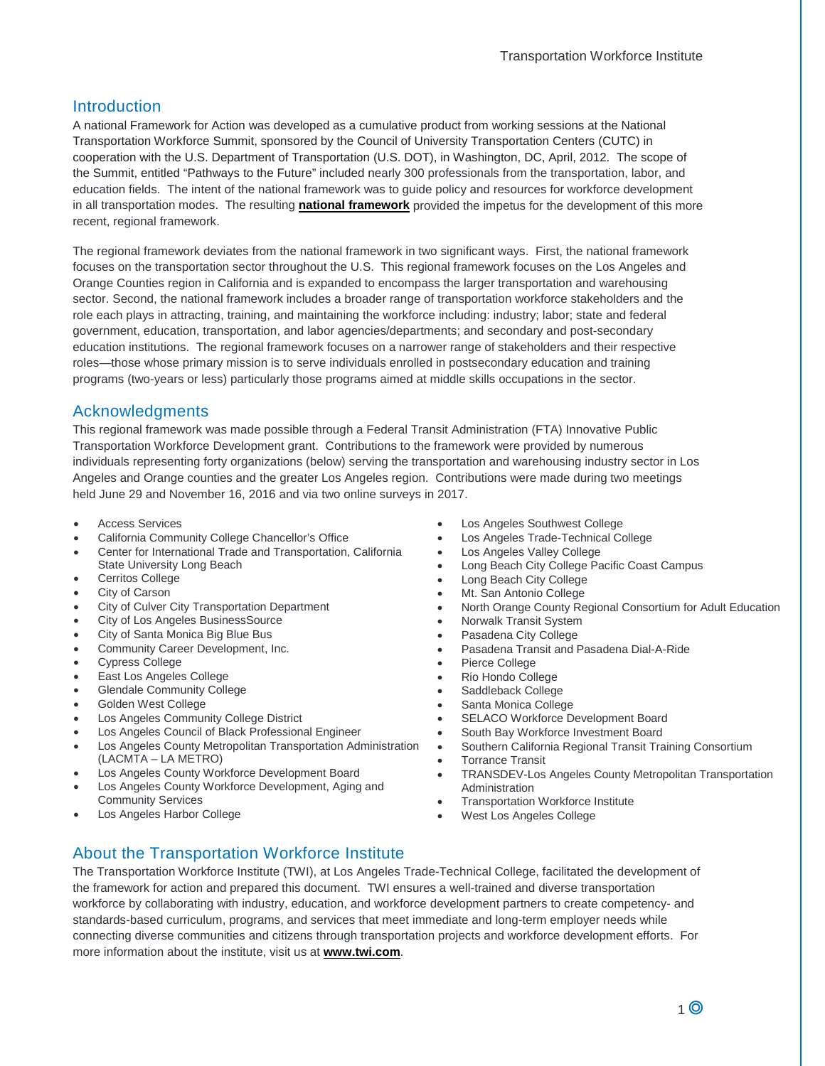## Introduction

A national Framework for Action was developed as a cumulative product from working sessions at the National Transportation Workforce Summit, sponsored by the Council of University Transportation Centers (CUTC) in cooperation with the U.S. Department of Transportation (U.S. DOT), in Washington, DC, April, 2012. The scope of the Summit, entitled "Pathways to the Future" included nearly 300 professionals from the transportation, labor, and education fields. The intent of the national framework was to guide policy and resources for workforce development in all transportation modes. The resulting **national framework** provided the impetus for the development of this more recent, regional framework.

The regional framework deviates from the national framework in two significant ways. First, the national framework focuses on the transportation sector throughout the U.S. This regional framework focuses on the Los Angeles and Orange Counties region in California and is expanded to encompass the larger transportation and warehousing sector. Second, the national framework includes a broader range of transportation workforce stakeholders and the role each plays in attracting, training, and maintaining the workforce including: industry; labor; state and federal government, education, transportation, and labor agencies/departments; and secondary and post-secondary education institutions. The regional framework focuses on a narrower range of stakeholders and their respective roles—those whose primary mission is to serve individuals enrolled in postsecondary education and training programs (two-years or less) particularly those programs aimed at middle skills occupations in the sector.

## Acknowledgments

This regional framework was made possible through a Federal Transit Administration (FTA) Innovative Public Transportation Workforce Development grant. Contributions to the framework were provided by numerous individuals representing forty organizations (below) serving the transportation and warehousing industry sector in Los Angeles and Orange counties and the greater Los Angeles region. Contributions were made during two meetings held June 29 and November 16, 2016 and via two online surveys in 2017.

- Access Services
- California Community College Chancellor's Office
- Center for International Trade and Transportation, California State University Long Beach
- Cerritos College
- City of Carson
- City of Culver City Transportation Department
- City of Los Angeles BusinessSource
- City of Santa Monica Big Blue Bus
- Community Career Development, Inc.
- Cypress College
- East Los Angeles College
- Glendale Community College
- Golden West College
- Los Angeles Community College District
- Los Angeles Council of Black Professional Engineer
- Los Angeles County Metropolitan Transportation Administration (LACMTA – LA METRO)
- Los Angeles County Workforce Development Board
- Los Angeles County Workforce Development, Aging and Community Services
- Los Angeles Harbor College
- Los Angeles Southwest College
- Los Angeles Trade-Technical College
- Los Angeles Valley College
- Long Beach City College Pacific Coast Campus
- Long Beach City College
- Mt. San Antonio College
- North Orange County Regional Consortium for Adult Education
- Norwalk Transit System
- Pasadena City College
- Pasadena Transit and Pasadena Dial-A-Ride
- Pierce College
- Rio Hondo College
- Saddleback College
- Santa Monica College
- SELACO Workforce Development Board
- South Bay Workforce Investment Board
- Southern California Regional Transit Training Consortium
- Torrance Transit
- TRANSDEV-Los Angeles County Metropolitan Transportation Administration
- Transportation Workforce Institute
- West Los Angeles College

## About the Transportation Workforce Institute

The Transportation Workforce Institute (TWI), at Los Angeles Trade-Technical College, facilitated the development of the framework for action and prepared this document. TWI ensures a well-trained and diverse transportation workforce by collaborating with industry, education, and workforce development partners to create competency- and standards-based curriculum, programs, and services that meet immediate and long-term employer needs while connecting diverse communities and citizens through transportation projects and workforce development efforts. For more information about the institute, visit us at **www.twi.com**.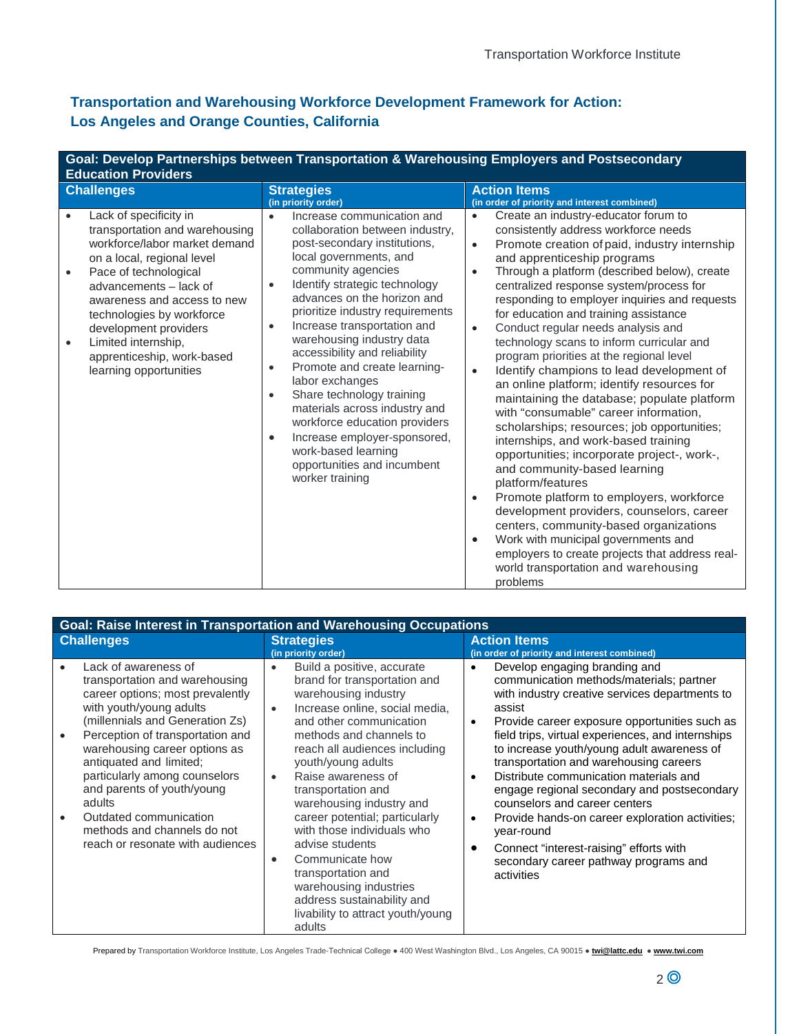## Transportation and Warehousing Workforce Development Framework for Action: Los Angeles and Orange Counties, California

| Goal: Develop Partnerships between Transportation & Warehousing Employers and Postsecondary Education Providers | | |
|---|---|---|
| **Challenges** | **Strategies** (in priority order) | **Action Items** (in order of priority and interest combined) |
| • Lack of specificity in transportation and warehousing workforce/labor market demand on a local, regional level<br>• Pace of technological advancements – lack of awareness and access to new technologies by workforce development providers<br>• Limited internship, apprenticeship, work-based learning opportunities | • Increase communication and collaboration between industry, post-secondary institutions, local governments, and community agencies<br>• Identify strategic technology advances on the horizon and prioritize industry requirements<br>• Increase transportation and warehousing industry data accessibility and reliability<br>• Promote and create learning-labor exchanges<br>• Share technology training materials across industry and workforce education providers<br>• Increase employer-sponsored, work-based learning opportunities and incumbent worker training | • Create an industry-educator forum to consistently address workforce needs<br>• Promote creation of paid, industry internship and apprenticeship programs<br>• Through a platform (described below), create centralized response system/process for responding to employer inquiries and requests for education and training assistance<br>• Conduct regular needs analysis and technology scans to inform curricular and program priorities at the regional level<br>• Identify champions to lead development of an online platform; identify resources for maintaining the database; populate platform with "consumable" career information, scholarships; resources; job opportunities; internships, and work-based training opportunities; incorporate project-, work-, and community-based learning platform/features<br>• Promote platform to employers, workforce development providers, counselors, career centers, community-based organizations<br>• Work with municipal governments and employers to create projects that address real-world transportation and warehousing problems |

| Goal: Raise Interest in Transportation and Warehousing Occupations | | |
|---|---|---|
| **Challenges** | **Strategies** (in priority order) | **Action Items** (in order of priority and interest combined) |
| • Lack of awareness of transportation and warehousing career options; most prevalently with youth/young adults (millennials and Generation Zs)<br>• Perception of transportation and warehousing career options as antiquated and limited; particularly among counselors and parents of youth/young adults<br>• Outdated communication methods and channels do not reach or resonate with audiences | • Build a positive, accurate brand for transportation and warehousing industry<br>• Increase online, social media, and other communication methods and channels to reach all audiences including youth/young adults<br>• Raise awareness of transportation and warehousing industry and career potential; particularly with those individuals who advise students<br>• Communicate how transportation and warehousing industries address sustainability and livability to attract youth/young adults | • Develop engaging branding and communication methods/materials; partner with industry creative services departments to assist<br>• Provide career exposure opportunities such as field trips, virtual experiences, and internships to increase youth/young adult awareness of transportation and warehousing careers<br>• Distribute communication materials and engage regional secondary and postsecondary counselors and career centers<br>• Provide hands-on career exploration activities; year-round<br>• Connect "interest-raising" efforts with secondary career pathway programs and activities |

Prepared by Transportation Workforce Institute, Los Angeles Trade-Technical College ● 400 West Washington Blvd., Los Angeles, CA 90015 ● twi@lattc.edu ● www.twi.com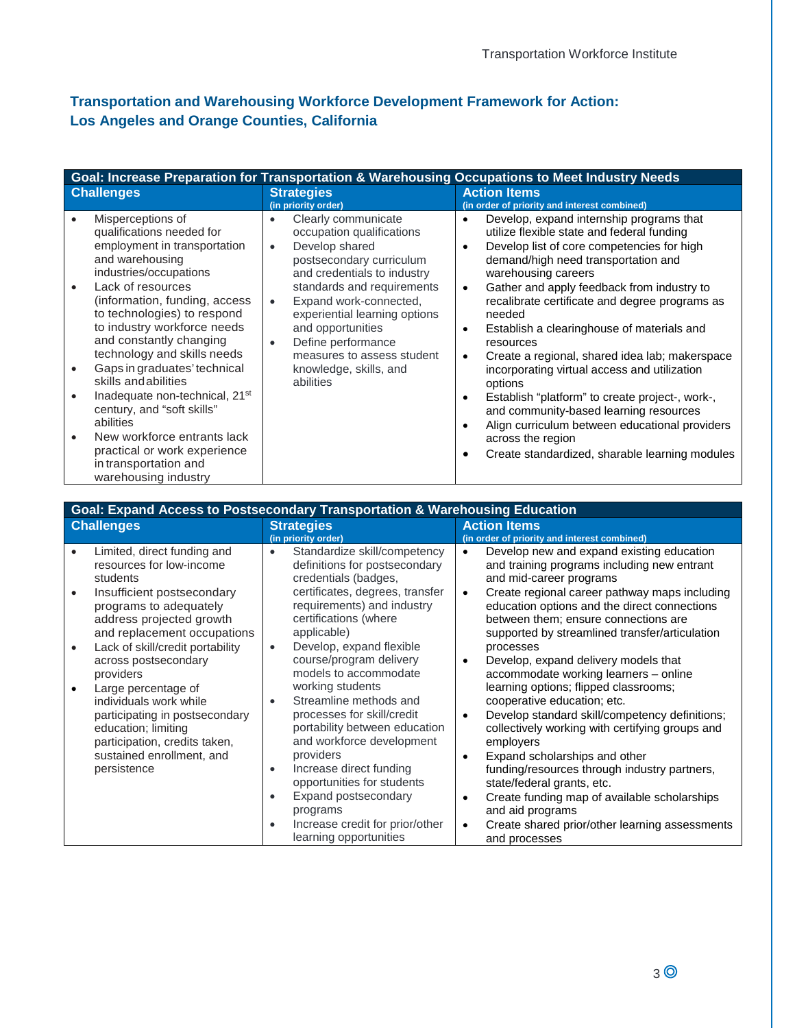## Transportation and Warehousing Workforce Development Framework for Action: Los Angeles and Orange Counties, California

| Goal: Increase Preparation for Transportation & Warehousing Occupations to Meet Industry Needs | | |
|---|---|---|
| **Challenges** | **Strategies** (in priority order) | **Action Items** (in order of priority and interest combined) |
| • Misperceptions of qualifications needed for employment in transportation and warehousing industries/occupations<br>• Lack of resources (information, funding, access to technologies) to respond to industry workforce needs and constantly changing technology and skills needs<br>• Gaps in graduates' technical skills and abilities<br>• Inadequate non-technical, 21st century, and "soft skills" abilities<br>• New workforce entrants lack practical or work experience in transportation and warehousing industry | • Clearly communicate occupation qualifications<br>• Develop shared postsecondary curriculum and credentials to industry standards and requirements<br>• Expand work-connected, experiential learning options and opportunities<br>• Define performance measures to assess student knowledge, skills, and abilities | • Develop, expand internship programs that utilize flexible state and federal funding<br>• Develop list of core competencies for high demand/high need transportation and warehousing careers<br>• Gather and apply feedback from industry to recalibrate certificate and degree programs as needed<br>• Establish a clearinghouse of materials and resources<br>• Create a regional, shared idea lab; makerspace incorporating virtual access and utilization options<br>• Establish "platform" to create project-, work-, and community-based learning resources<br>• Align curriculum between educational providers across the region<br>• Create standardized, sharable learning modules |

| Goal: Expand Access to Postsecondary Transportation & Warehousing Education | | |
|---|---|---|
| **Challenges** | **Strategies** (in priority order) | **Action Items** (in order of priority and interest combined) |
| • Limited, direct funding and resources for low-income students<br>• Insufficient postsecondary programs to adequately address projected growth and replacement occupations<br>• Lack of skill/credit portability across postsecondary providers<br>• Large percentage of individuals work while participating in postsecondary education; limiting participation, credits taken, sustained enrollment, and persistence | • Standardize skill/competency definitions for postsecondary credentials (badges, certificates, degrees, transfer requirements) and industry certifications (where applicable)<br>• Develop, expand flexible course/program delivery models to accommodate working students<br>• Streamline methods and processes for skill/credit portability between education and workforce development providers<br>• Increase direct funding opportunities for students<br>• Expand postsecondary programs<br>• Increase credit for prior/other learning opportunities | • Develop new and expand existing education and training programs including new entrant and mid-career programs<br>• Create regional career pathway maps including education options and the direct connections between them; ensure connections are supported by streamlined transfer/articulation processes<br>• Develop, expand delivery models that accommodate working learners – online learning options; flipped classrooms; cooperative education; etc.<br>• Develop standard skill/competency definitions; collectively working with certifying groups and employers<br>• Expand scholarships and other funding/resources through industry partners, state/federal grants, etc.<br>• Create funding map of available scholarships and aid programs<br>• Create shared prior/other learning assessments and processes |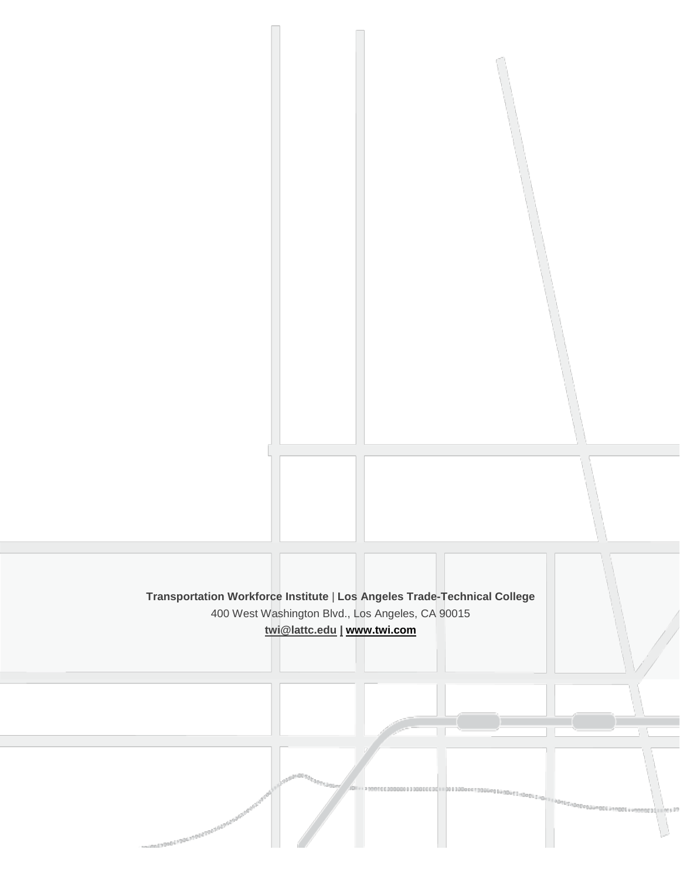**Transportation Workforce Institute** | **Los Angeles Trade-Technical College**

400 West Washington Blvd., Los Angeles, CA 90015

**twi@lattc.edu | www.twi.com**